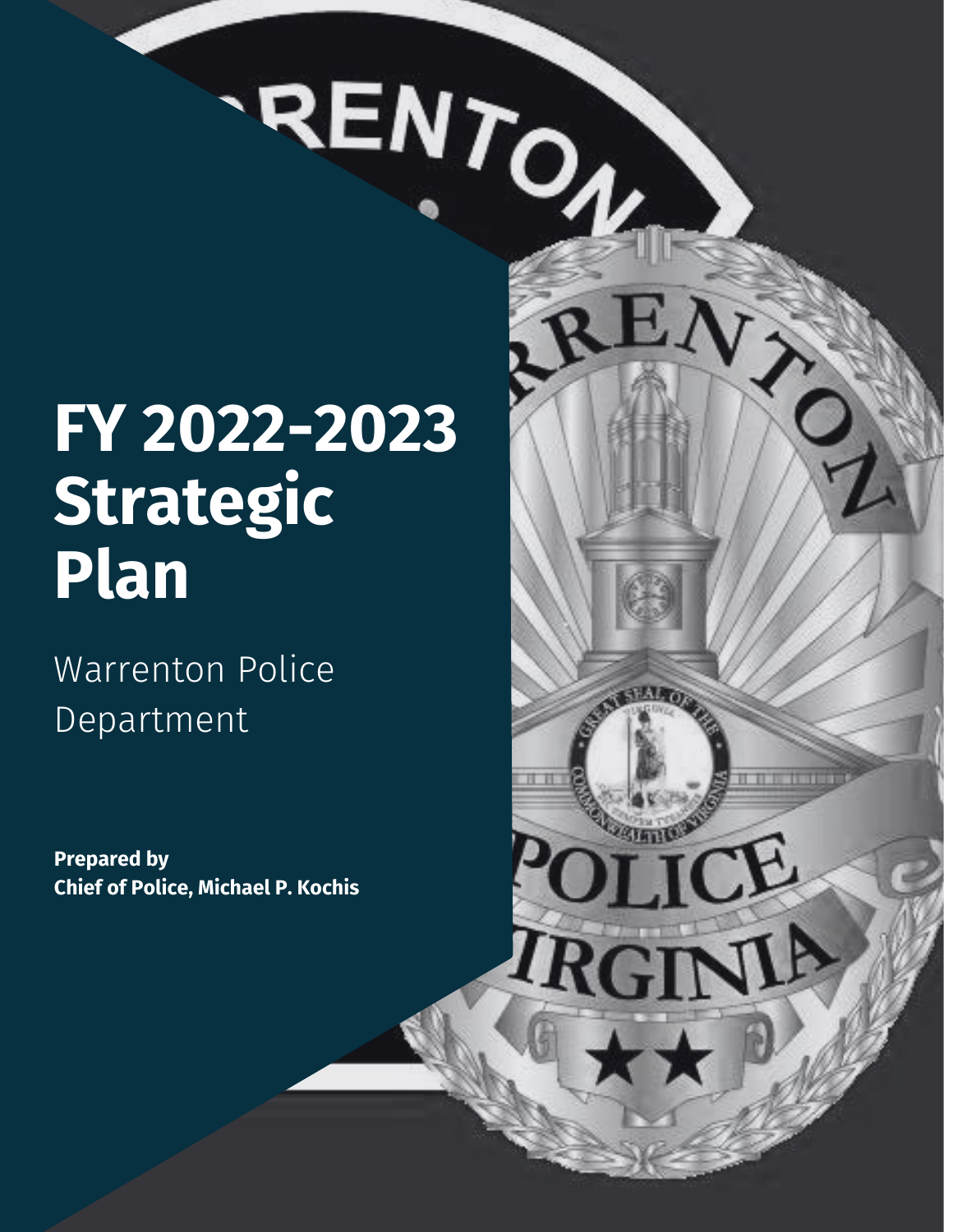# FY 2022-2023 Strategic Plan

Warrenton Police Department

**Prepared by**
**Chief of Police, Michael P. Kochis**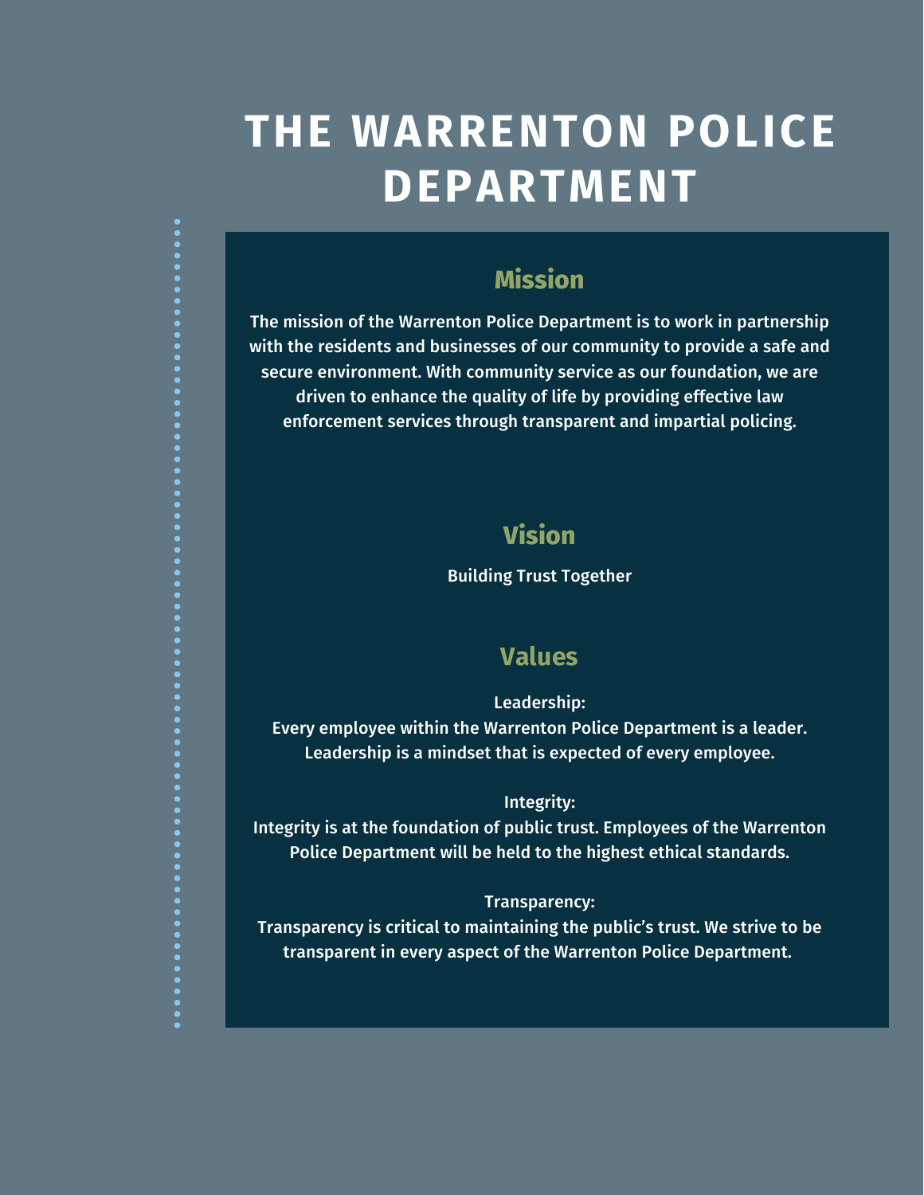# THE WARRENTON POLICE DEPARTMENT

## Mission

The mission of the Warrenton Police Department is to work in partnership with the residents and businesses of our community to provide a safe and secure environment. With community service as our foundation, we are driven to enhance the quality of life by providing effective law enforcement services through transparent and impartial policing.

## Vision

Building Trust Together

## Values

**Leadership:**
Every employee within the Warrenton Police Department is a leader. Leadership is a mindset that is expected of every employee.

**Integrity:**
Integrity is at the foundation of public trust. Employees of the Warrenton Police Department will be held to the highest ethical standards.

**Transparency:**
Transparency is critical to maintaining the public's trust. We strive to be transparent in every aspect of the Warrenton Police Department.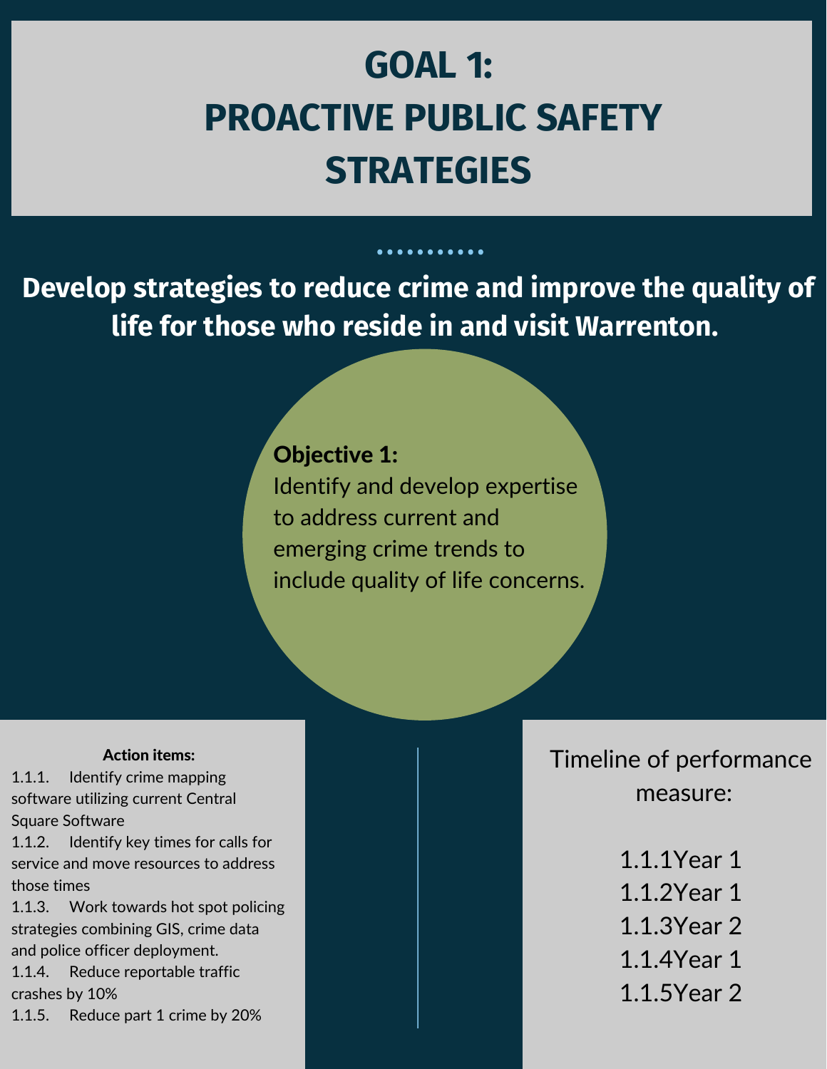# GOAL 1: PROACTIVE PUBLIC SAFETY STRATEGIES

**Develop strategies to reduce crime and improve the quality of life for those who reside in and visit Warrenton.**

**Objective 1:**
Identify and develop expertise to address current and emerging crime trends to include quality of life concerns.

**Action items:**

1.1.1. Identify crime mapping software utilizing current Central Square Software

1.1.2. Identify key times for calls for service and move resources to address those times

1.1.3. Work towards hot spot policing strategies combining GIS, crime data and police officer deployment.

1.1.4. Reduce reportable traffic crashes by 10%

1.1.5. Reduce part 1 crime by 20%

Timeline of performance measure:

1.1.1Year 1
1.1.2Year 1
1.1.3Year 2
1.1.4Year 1
1.1.5Year 2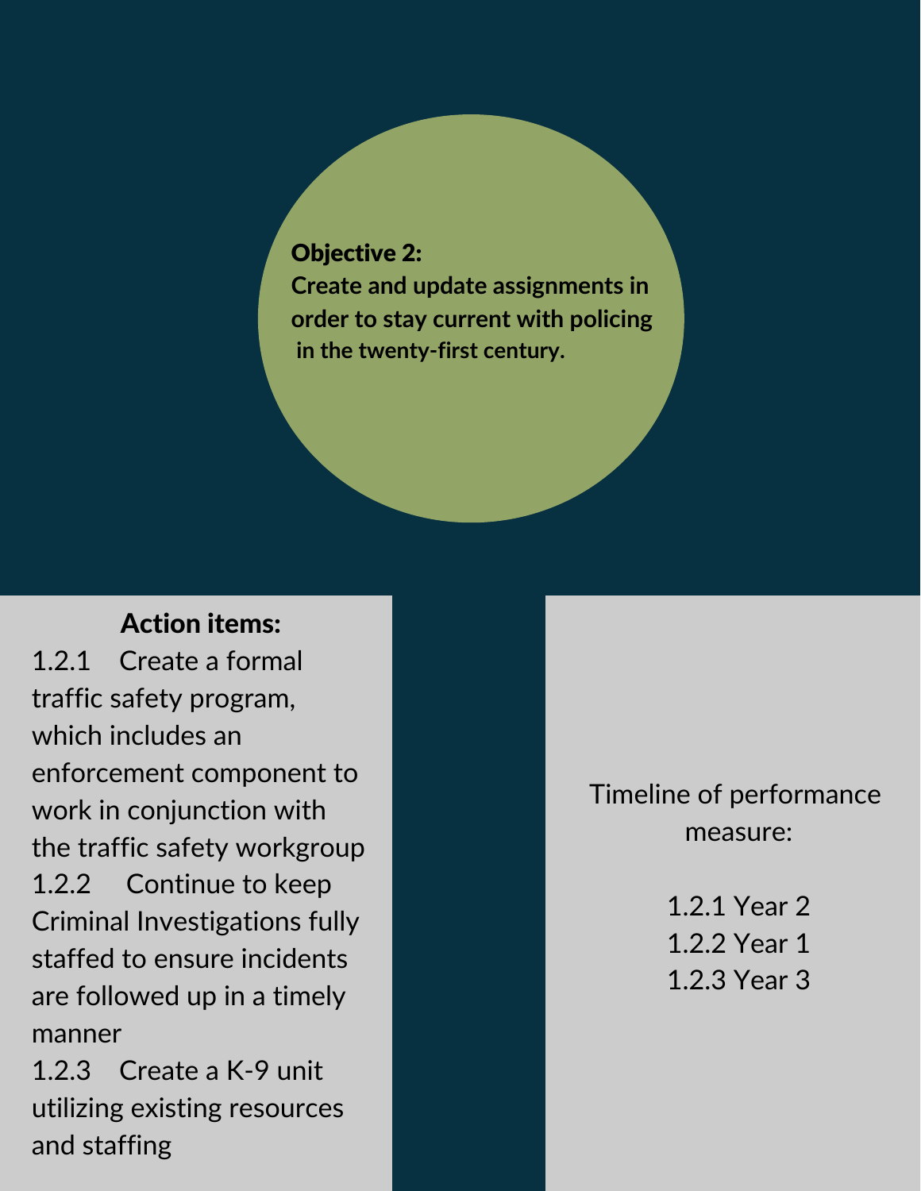**Objective 2:**
**Create and update assignments in order to stay current with policing in the twenty-first century.**

**Action items:**

1.2.1 Create a formal traffic safety program, which includes an enforcement component to work in conjunction with the traffic safety workgroup

1.2.2 Continue to keep Criminal Investigations fully staffed to ensure incidents are followed up in a timely manner

1.2.3 Create a K-9 unit utilizing existing resources and staffing

Timeline of performance measure:

1.2.1 Year 2
1.2.2 Year 1
1.2.3 Year 3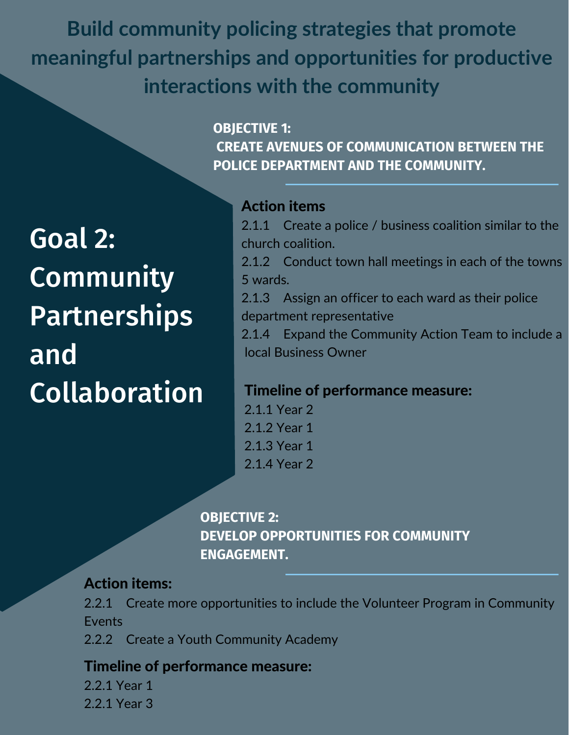**Build community policing strategies that promote meaningful partnerships and opportunities for productive interactions with the community**

# Goal 2: Community Partnerships and Collaboration

### OBJECTIVE 1: CREATE AVENUES OF COMMUNICATION BETWEEN THE POLICE DEPARTMENT AND THE COMMUNITY.

**Action items**

2.1.1 Create a police / business coalition similar to the church coalition.
2.1.2 Conduct town hall meetings in each of the towns 5 wards.
2.1.3 Assign an officer to each ward as their police department representative
2.1.4 Expand the Community Action Team to include a local Business Owner

**Timeline of performance measure:**

2.1.1 Year 2
2.1.2 Year 1
2.1.3 Year 1
2.1.4 Year 2

### OBJECTIVE 2: DEVELOP OPPORTUNITIES FOR COMMUNITY ENGAGEMENT.

**Action items:**

2.2.1 Create more opportunities to include the Volunteer Program in Community Events
2.2.2 Create a Youth Community Academy

**Timeline of performance measure:**

2.2.1 Year 1
2.2.1 Year 3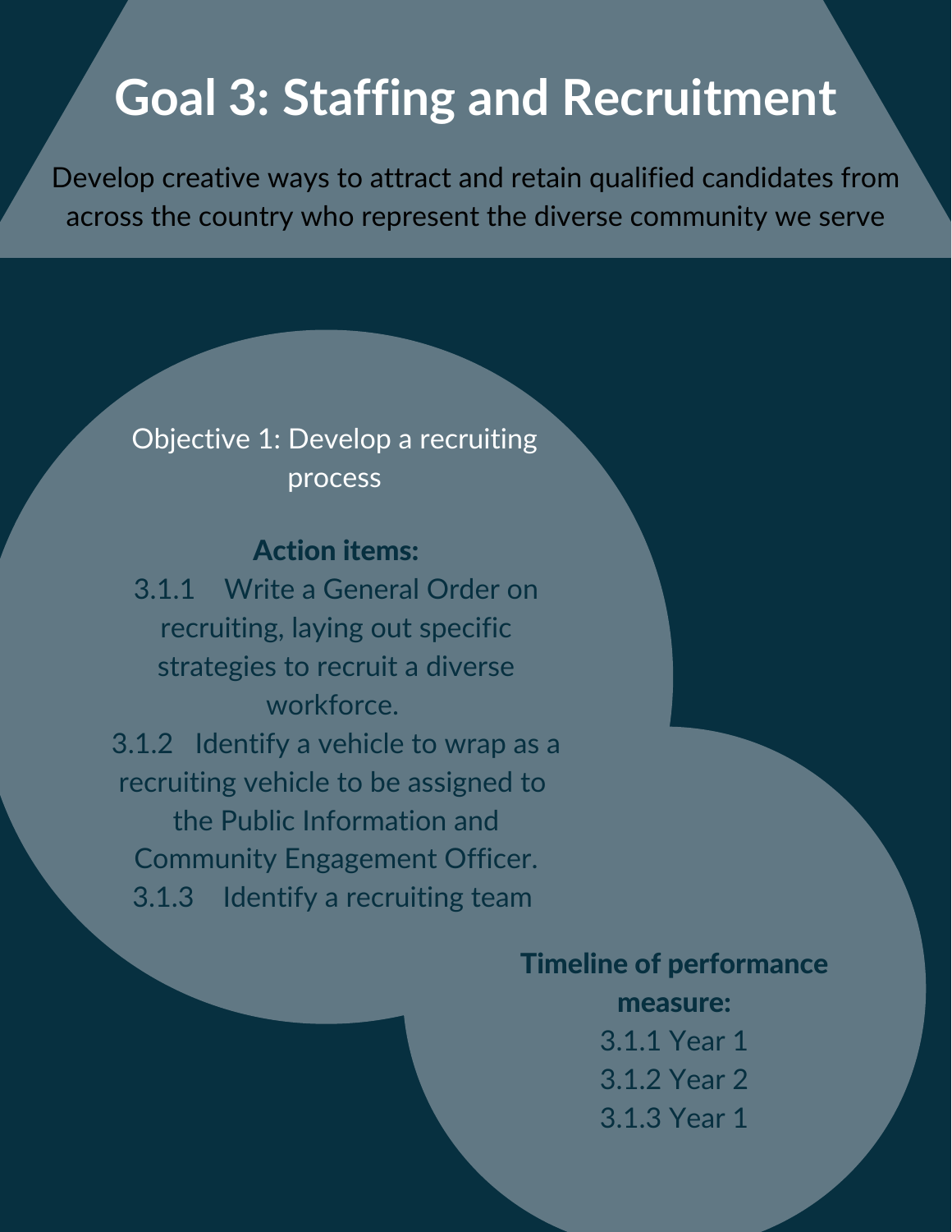# Goal 3: Staffing and Recruitment

Develop creative ways to attract and retain qualified candidates from across the country who represent the diverse community we serve

Objective 1: Develop a recruiting process

**Action items:**

3.1.1 Write a General Order on recruiting, laying out specific strategies to recruit a diverse workforce.

3.1.2 Identify a vehicle to wrap as a recruiting vehicle to be assigned to the Public Information and Community Engagement Officer.

3.1.3 Identify a recruiting team

**Timeline of performance measure:**

3.1.1 Year 1

3.1.2 Year 2

3.1.3 Year 1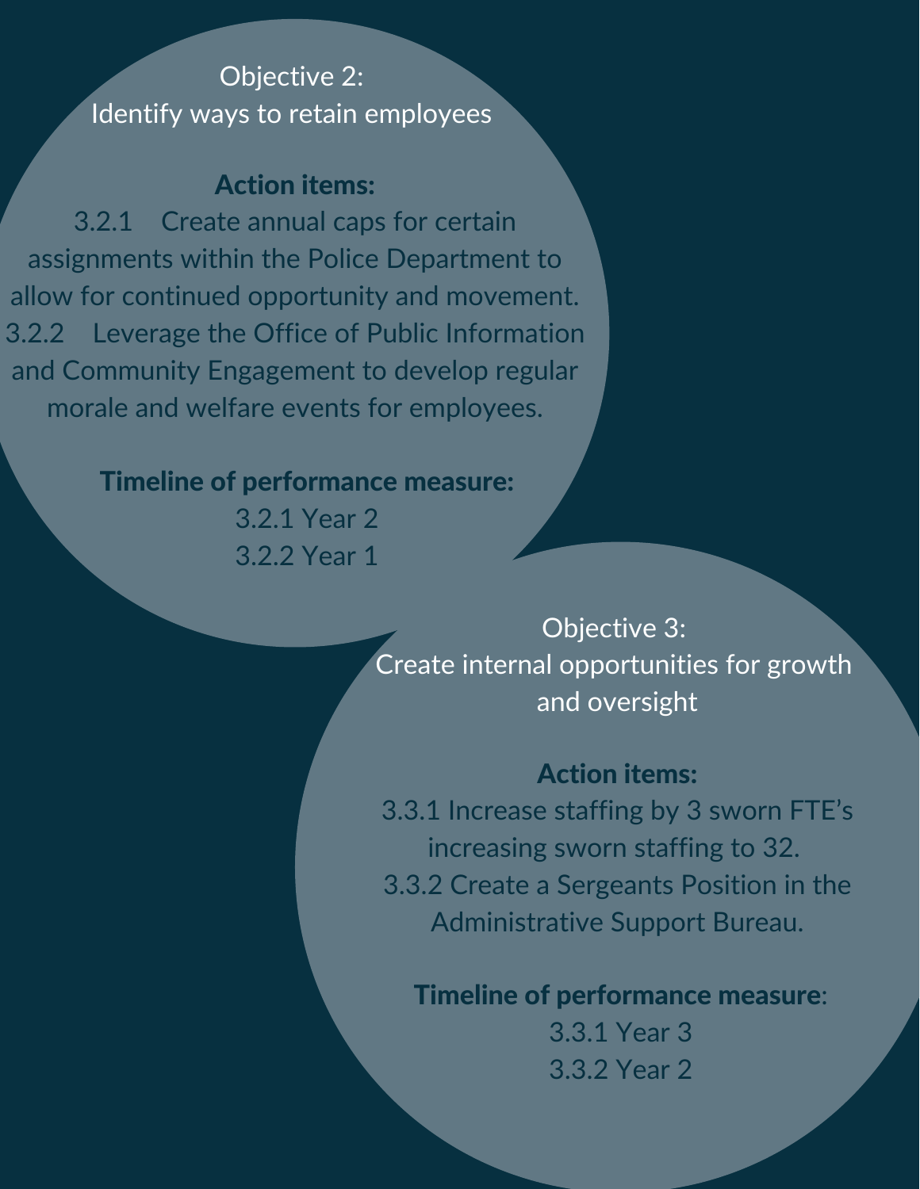## Objective 2:
## Identify ways to retain employees

**Action items:**

3.2.1 Create annual caps for certain assignments within the Police Department to allow for continued opportunity and movement.

3.2.2 Leverage the Office of Public Information and Community Engagement to develop regular morale and welfare events for employees.

**Timeline of performance measure:**

3.2.1 Year 2

3.2.2 Year 1

## Objective 3:
## Create internal opportunities for growth and oversight

**Action items:**

3.3.1 Increase staffing by 3 sworn FTE's increasing sworn staffing to 32.

3.3.2 Create a Sergeants Position in the Administrative Support Bureau.

**Timeline of performance measure**:

3.3.1 Year 3

3.3.2 Year 2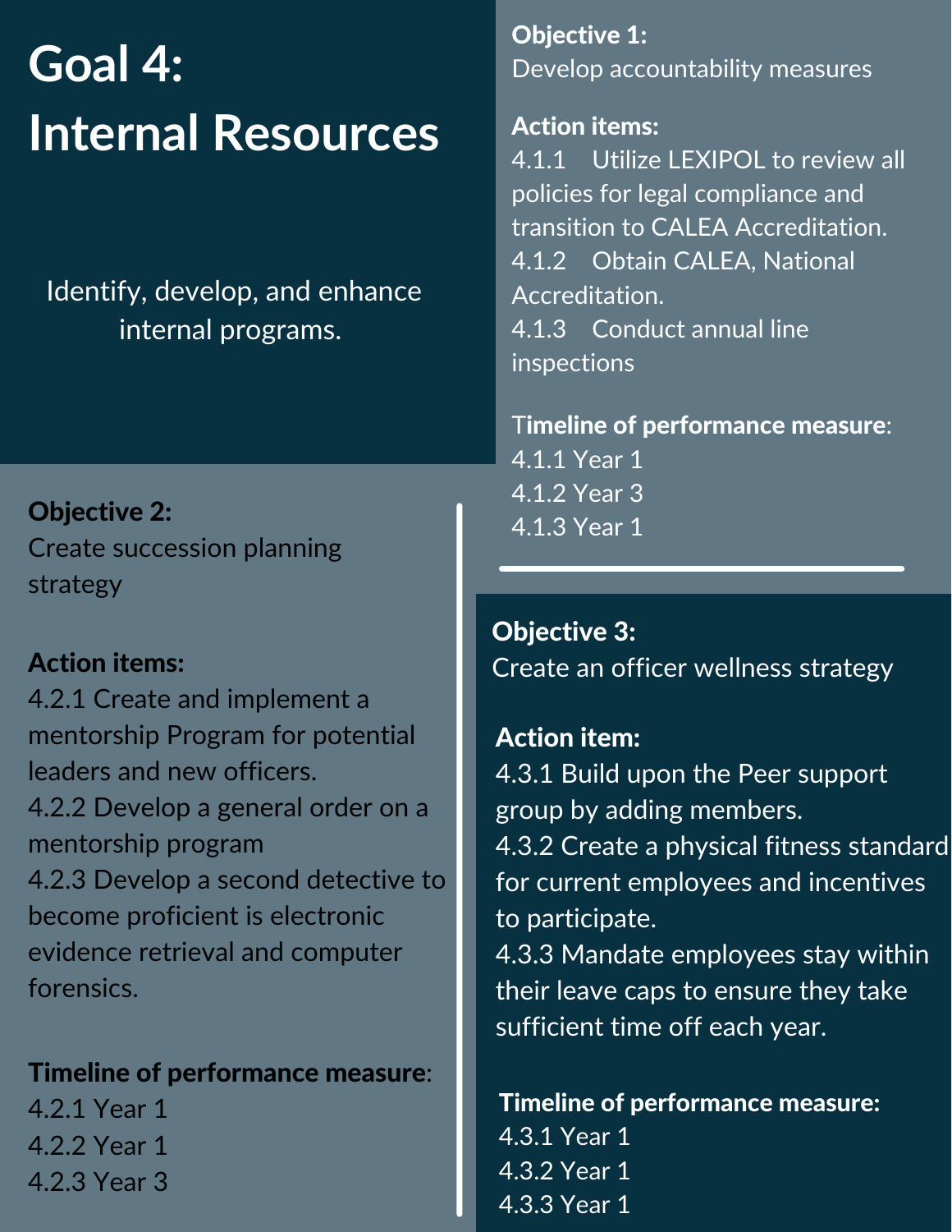# Goal 4: Internal Resources

Identify, develop, and enhance internal programs.

**Objective 1:**
Develop accountability measures

**Action items:**

4.1.1 Utilize LEXIPOL to review all policies for legal compliance and transition to CALEA Accreditation.
4.1.2 Obtain CALEA, National Accreditation.
4.1.3 Conduct annual line inspections

**Timeline of performance measure**:

4.1.1 Year 1
4.1.2 Year 3
4.1.3 Year 1

**Objective 2:**
Create succession planning strategy

**Action items:**

4.2.1 Create and implement a mentorship Program for potential leaders and new officers.
4.2.2 Develop a general order on a mentorship program
4.2.3 Develop a second detective to become proficient is electronic evidence retrieval and computer forensics.

**Timeline of performance measure**:

4.2.1 Year 1
4.2.2 Year 1
4.2.3 Year 3

**Objective 3:**
Create an officer wellness strategy

**Action item:**

4.3.1 Build upon the Peer support group by adding members.
4.3.2 Create a physical fitness standard for current employees and incentives to participate.
4.3.3 Mandate employees stay within their leave caps to ensure they take sufficient time off each year.

**Timeline of performance measure:**

4.3.1 Year 1
4.3.2 Year 1
4.3.3 Year 1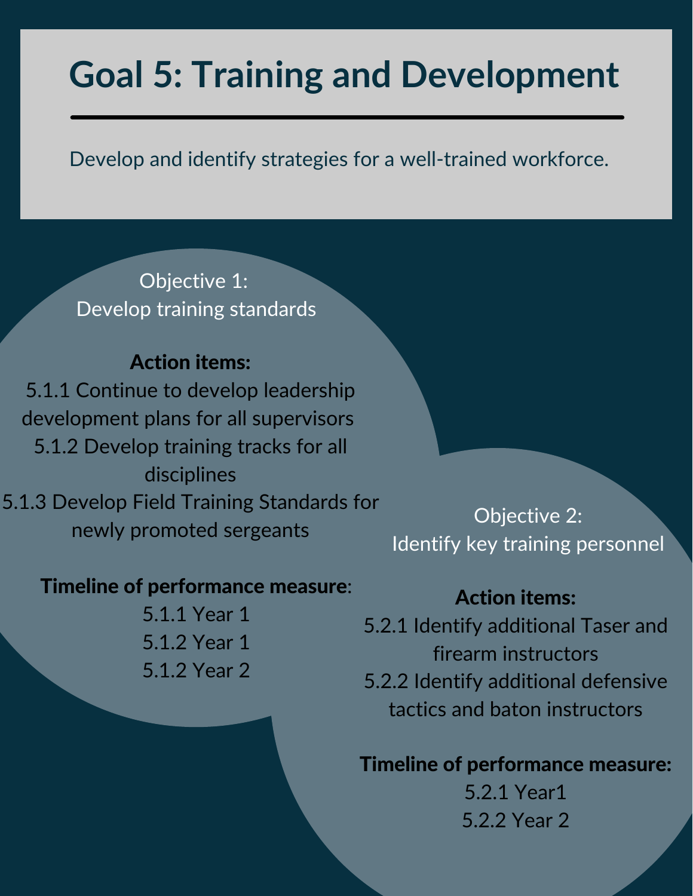# Goal 5: Training and Development

Develop and identify strategies for a well-trained workforce.

Objective 1:
Develop training standards

**Action items:**

5.1.1 Continue to develop leadership development plans for all supervisors
5.1.2 Develop training tracks for all disciplines
5.1.3 Develop Field Training Standards for newly promoted sergeants

**Timeline of performance measure**:

5.1.1 Year 1
5.1.2 Year 1
5.1.2 Year 2

Objective 2:
Identify key training personnel

**Action items:**

5.2.1 Identify additional Taser and firearm instructors
5.2.2 Identify additional defensive tactics and baton instructors

**Timeline of performance measure:**

5.2.1 Year1
5.2.2 Year 2